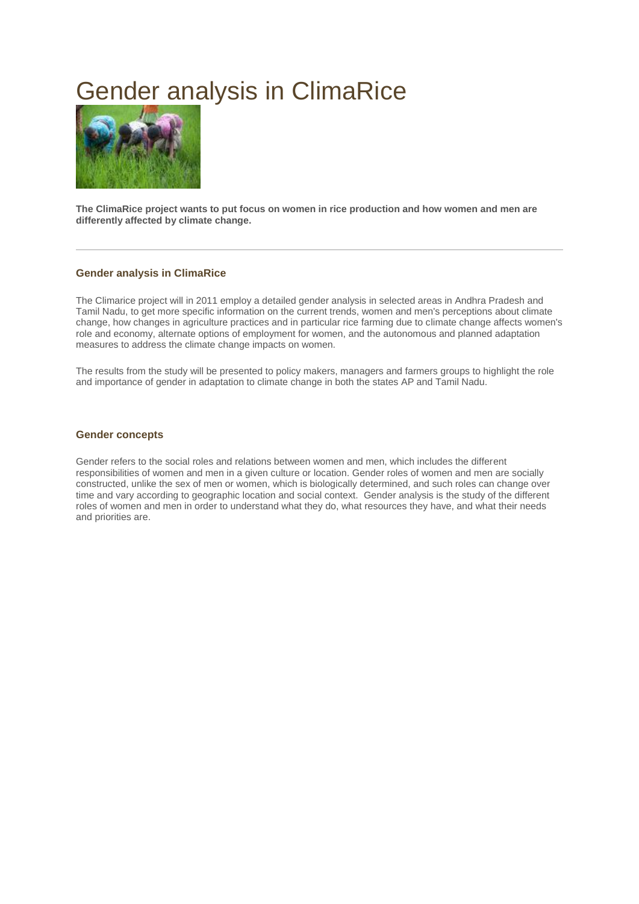# Gender analysis in ClimaRice

**The ClimaRice project wants to put focus on women in rice production and how women and men are differently affected by climate change.**

---

### Gender analysis in ClimaRice

The Climarice project will in 2011 employ a detailed gender analysis in selected areas in Andhra Pradesh and Tamil Nadu, to get more specific information on the current trends, women and men's perceptions about climate change, how changes in agriculture practices and in particular rice farming due to climate change affects women's role and economy, alternate options of employment for women, and the autonomous and planned adaptation measures to address the climate change impacts on women.

The results from the study will be presented to policy makers, managers and farmers groups to highlight the role and importance of gender in adaptation to climate change in both the states AP and Tamil Nadu.

### Gender concepts

Gender refers to the social roles and relations between women and men, which includes the different responsibilities of women and men in a given culture or location. Gender roles of women and men are socially constructed, unlike the sex of men or women, which is biologically determined, and such roles can change over time and vary according to geographic location and social context. Gender analysis is the study of the different roles of women and men in order to understand what they do, what resources they have, and what their needs and priorities are.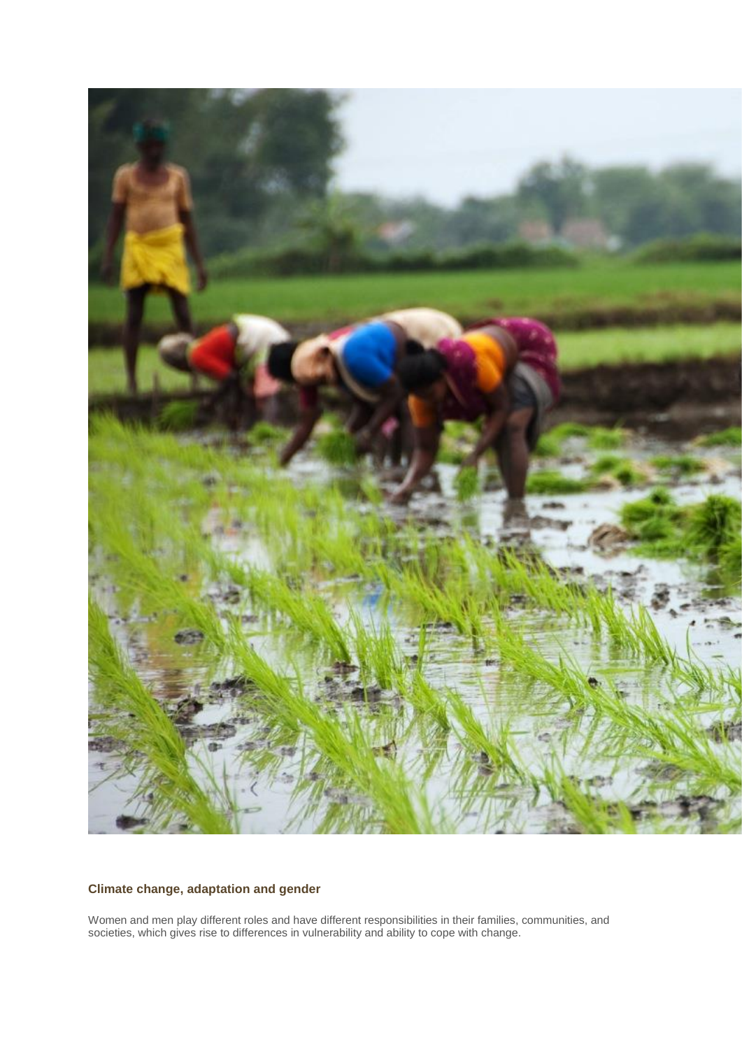### Climate change, adaptation and gender

Women and men play different roles and have different responsibilities in their families, communities, and societies, which gives rise to differences in vulnerability and ability to cope with change.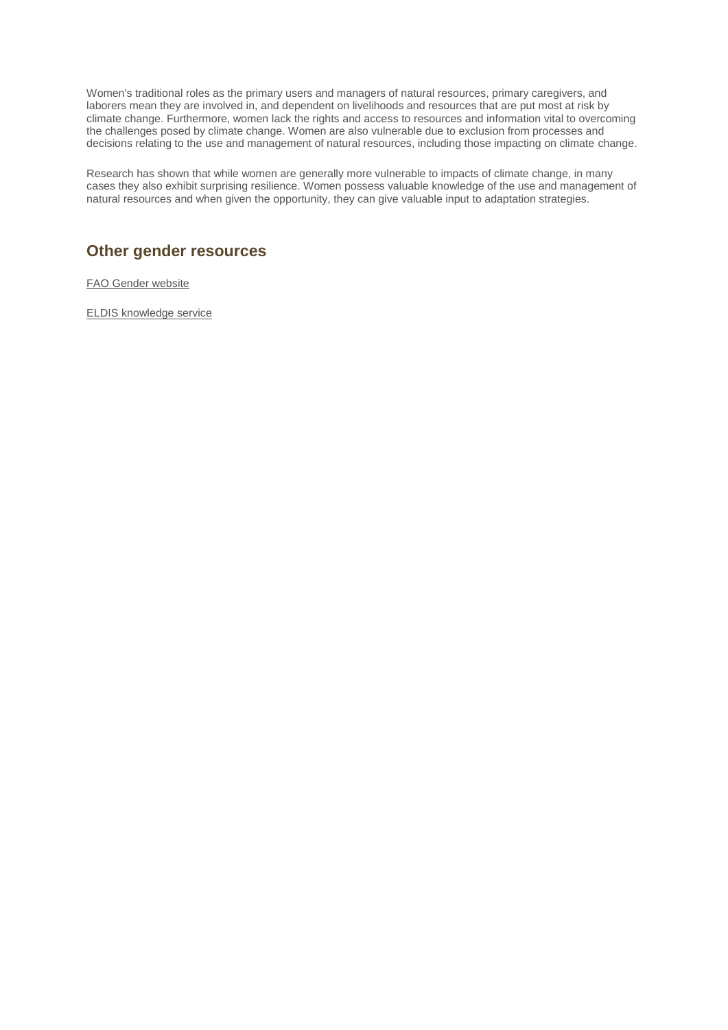Women's traditional roles as the primary users and managers of natural resources, primary caregivers, and laborers mean they are involved in, and dependent on livelihoods and resources that are put most at risk by climate change. Furthermore, women lack the rights and access to resources and information vital to overcoming the challenges posed by climate change. Women are also vulnerable due to exclusion from processes and decisions relating to the use and management of natural resources, including those impacting on climate change.

Research has shown that while women are generally more vulnerable to impacts of climate change, in many cases they also exhibit surprising resilience. Women possess valuable knowledge of the use and management of natural resources and when given the opportunity, they can give valuable input to adaptation strategies.

## Other gender resources

FAO Gender website

ELDIS knowledge service